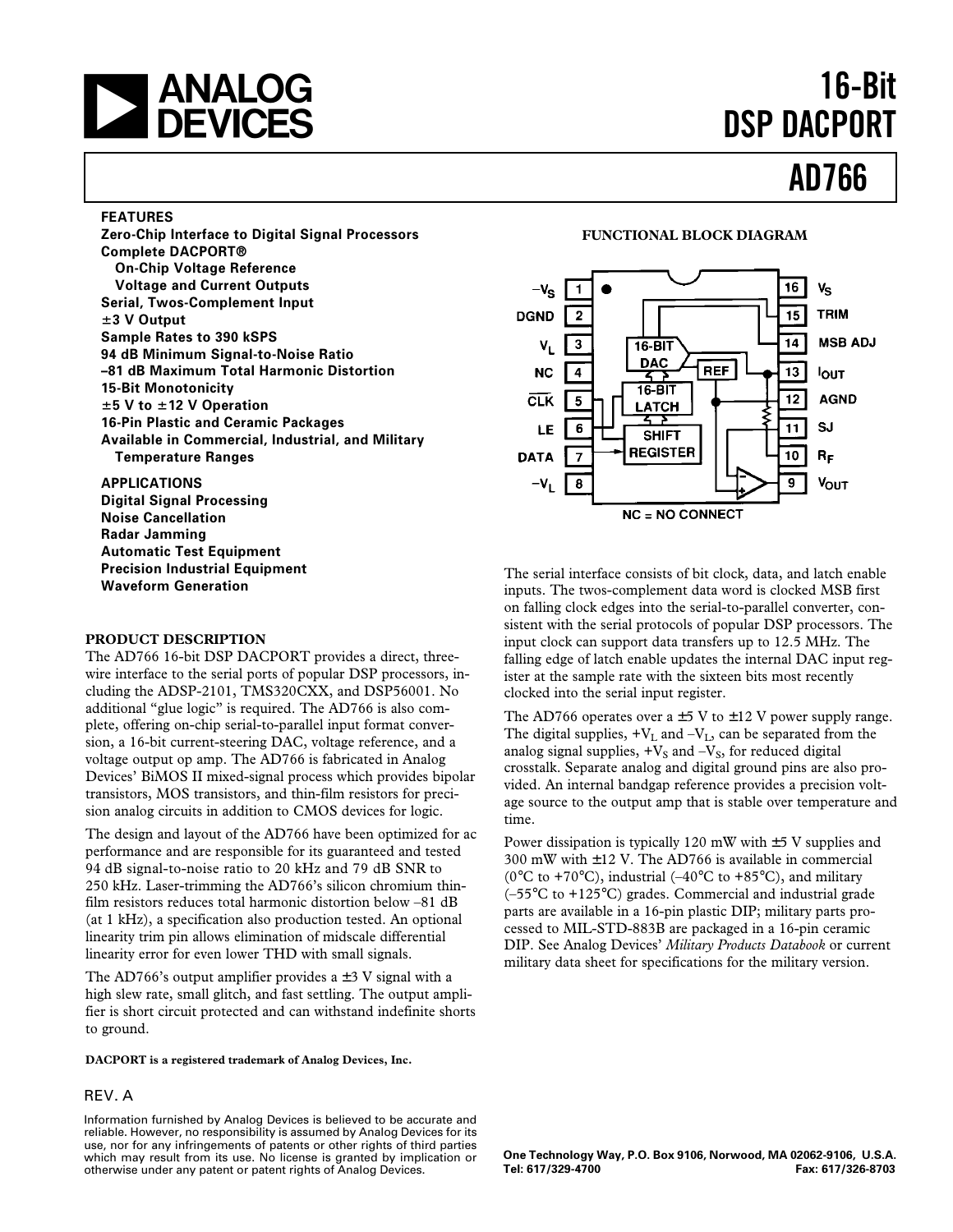# 16-Bit DSP DACPORT

# AD766

## FEATURES

**Zero-Chip Interface to Digital Signal Processors**
**Complete DACPORT®**
  **On-Chip Voltage Reference**
  **Voltage and Current Outputs**
**Serial, Twos-Complement Input**
**±3 V Output**
**Sample Rates to 390 kSPS**
**94 dB Minimum Signal-to-Noise Ratio**
**–81 dB Maximum Total Harmonic Distortion**
**15-Bit Monotonicity**
**±5 V to ±12 V Operation**
**16-Pin Plastic and Ceramic Packages**
**Available in Commercial, Industrial, and Military Temperature Ranges**

## APPLICATIONS

**Digital Signal Processing**
**Noise Cancellation**
**Radar Jamming**
**Automatic Test Equipment**
**Precision Industrial Equipment**
**Waveform Generation**

## FUNCTIONAL BLOCK DIAGRAM

NC = NO CONNECT

## PRODUCT DESCRIPTION

The AD766 16-bit DSP DACPORT provides a direct, three-wire interface to the serial ports of popular DSP processors, including the ADSP-2101, TMS320CXX, and DSP56001. No additional "glue logic" is required. The AD766 is also complete, offering on-chip serial-to-parallel input format conversion, a 16-bit current-steering DAC, voltage reference, and a voltage output op amp. The AD766 is fabricated in Analog Devices' BiMOS II mixed-signal process which provides bipolar transistors, MOS transistors, and thin-film resistors for precision analog circuits in addition to CMOS devices for logic.

The design and layout of the AD766 have been optimized for ac performance and are responsible for its guaranteed and tested 94 dB signal-to-noise ratio to 20 kHz and 79 dB SNR to 250 kHz. Laser-trimming the AD766's silicon chromium thin-film resistors reduces total harmonic distortion below –81 dB (at 1 kHz), a specification also production tested. An optional linearity trim pin allows elimination of midscale differential linearity error for even lower THD with small signals.

The AD766's output amplifier provides a ±3 V signal with a high slew rate, small glitch, and fast settling. The output amplifier is short circuit protected and can withstand indefinite shorts to ground.

**DACPORT is a registered trademark of Analog Devices, Inc.**

The serial interface consists of bit clock, data, and latch enable inputs. The twos-complement data word is clocked MSB first on falling clock edges into the serial-to-parallel converter, consistent with the serial protocols of popular DSP processors. The input clock can support data transfers up to 12.5 MHz. The falling edge of latch enable updates the internal DAC input register at the sample rate with the sixteen bits most recently clocked into the serial input register.

The AD766 operates over a ±5 V to ±12 V power supply range. The digital supplies, $+V_L$ and $–V_L$, can be separated from the analog signal supplies, $+V_S$ and $–V_S$, for reduced digital crosstalk. Separate analog and digital ground pins are also provided. An internal bandgap reference provides a precision voltage source to the output amp that is stable over temperature and time.

Power dissipation is typically 120 mW with ±5 V supplies and 300 mW with ±12 V. The AD766 is available in commercial (0°C to +70°C), industrial (–40°C to +85°C), and military (–55°C to +125°C) grades. Commercial and industrial grade parts are available in a 16-pin plastic DIP; military parts processed to MIL-STD-883B are packaged in a 16-pin ceramic DIP. See Analog Devices' *Military Products Databook* or current military data sheet for specifications for the military version.

REV. A

Information furnished by Analog Devices is believed to be accurate and reliable. However, no responsibility is assumed by Analog Devices for its use, nor for any infringements of patents or other rights of third parties which may result from its use. No license is granted by implication or otherwise under any patent or patent rights of Analog Devices.

**One Technology Way, P.O. Box 9106, Norwood, MA 02062-9106, U.S.A.**
**Tel: 617/329-4700 Fax: 617/326-8703**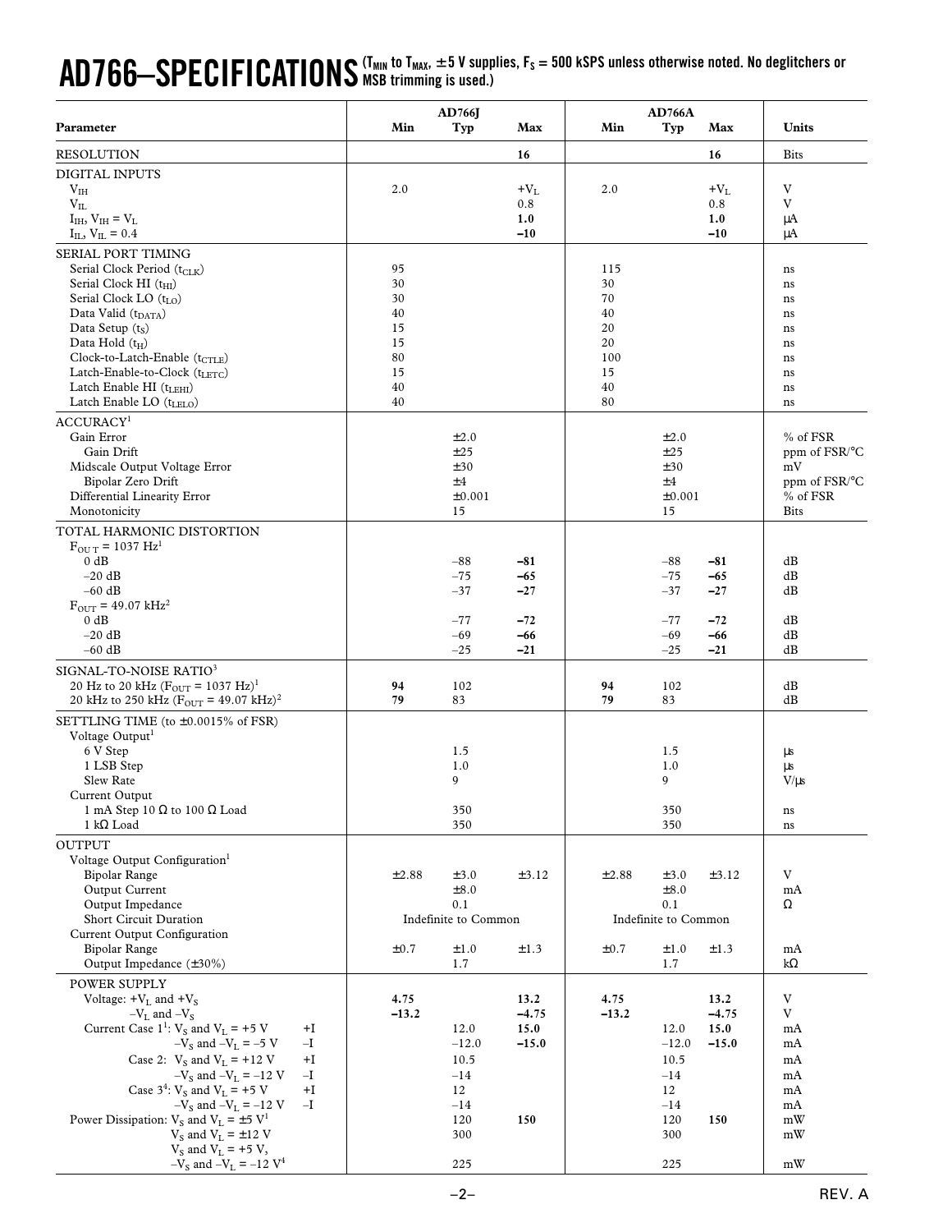# AD766–SPECIFICATIONS

($T_{MIN}$ to $T_{MAX}$, ±5 V supplies, $F_S$ = 500 kSPS unless otherwise noted. No deglitchers or MSB trimming is used.)

| Parameter | AD766J Min | AD766J Typ | AD766J Max | AD766A Min | AD766A Typ | AD766A Max | Units |
|---|---|---|---|---|---|---|---|
| RESOLUTION | | | **16** | | | **16** | Bits |
| DIGITAL INPUTS | | | | | | | |
| $V_{IH}$ | 2.0 | | $+V_L$ | 2.0 | | $+V_L$ | V |
| $V_{IL}$ | | | 0.8 | | | 0.8 | V |
| $I_{IH}$, $V_{IH} = V_L$ | | | **1.0** | | | **1.0** | µA |
| $I_{IL}$, $V_{IL} = 0.4$ | | | **–10** | | | **–10** | µA |
| SERIAL PORT TIMING | | | | | | | |
| Serial Clock Period ($t_{CLK}$) | 95 | | | 115 | | | ns |
| Serial Clock HI ($t_{HI}$) | 30 | | | 30 | | | ns |
| Serial Clock LO ($t_{LO}$) | 30 | | | 70 | | | ns |
| Data Valid ($t_{DATA}$) | 40 | | | 40 | | | ns |
| Data Setup ($t_S$) | 15 | | | 20 | | | ns |
| Data Hold ($t_H$) | 15 | | | 20 | | | ns |
| Clock-to-Latch-Enable ($t_{CTLE}$) | 80 | | | 100 | | | ns |
| Latch-Enable-to-Clock ($t_{LETC}$) | 15 | | | 15 | | | ns |
| Latch Enable HI ($t_{LEHI}$) | 40 | | | 40 | | | ns |
| Latch Enable LO ($t_{LELO}$) | 40 | | | 80 | | | ns |
| ACCURACY[1] | | | | | | | |
| Gain Error | | ±2.0 | | | ±2.0 | | % of FSR |
| Gain Drift | | ±25 | | | ±25 | | ppm of FSR/°C |
| Midscale Output Voltage Error | | ±30 | | | ±30 | | mV |
| Bipolar Zero Drift | | ±4 | | | ±4 | | ppm of FSR/°C |
| Differential Linearity Error | | ±0.001 | | | ±0.001 | | % of FSR |
| Monotonicity | | 15 | | | 15 | | Bits |
| TOTAL HARMONIC DISTORTION | | | | | | | |
| $F_{OUT}$ = 1037 Hz[1] | | | | | | | |
| 0 dB | | –88 | **–81** | | –88 | **–81** | dB |
| –20 dB | | –75 | **–65** | | –75 | **–65** | dB |
| –60 dB | | –37 | **–27** | | –37 | **–27** | dB |
| $F_{OUT}$ = 49.07 kHz[2] | | | | | | | |
| 0 dB | | –77 | **–72** | | –77 | **–72** | dB |
| –20 dB | | –69 | **–66** | | –69 | **–66** | dB |
| –60 dB | | –25 | **–21** | | –25 | **–21** | dB |
| SIGNAL-TO-NOISE RATIO[3] | | | | | | | |
| 20 Hz to 20 kHz ($F_{OUT}$ = 1037 Hz)[1] | **94** | 102 | | **94** | 102 | | dB |
| 20 kHz to 250 kHz ($F_{OUT}$ = 49.07 kHz)[2] | **79** | 83 | | **79** | 83 | | dB |
| SETTLING TIME (to ±0.0015% of FSR) | | | | | | | |
| Voltage Output[1] | | | | | | | |
| 6 V Step | | 1.5 | | | 1.5 | | µs |
| 1 LSB Step | | 1.0 | | | 1.0 | | µs |
| Slew Rate | | 9 | | | 9 | | V/µs |
| Current Output | | | | | | | |
| 1 mA Step 10 Ω to 100 Ω Load | | 350 | | | 350 | | ns |
| 1 kΩ Load | | 350 | | | 350 | | ns |
| OUTPUT | | | | | | | |
| Voltage Output Configuration[1] | | | | | | | |
| Bipolar Range | ±2.88 | ±3.0 | ±3.12 | ±2.88 | ±3.0 | ±3.12 | V |
| Output Current | | ±8.0 | | | ±8.0 | | mA |
| Output Impedance | | 0.1 | | | 0.1 | | Ω |
| Short Circuit Duration | | Indefinite to Common | | | Indefinite to Common | | |
| Current Output Configuration | | | | | | | |
| Bipolar Range | ±0.7 | ±1.0 | ±1.3 | ±0.7 | ±1.0 | ±1.3 | mA |
| Output Impedance (±30%) | | 1.7 | | | 1.7 | | kΩ |
| POWER SUPPLY | | | | | | | |
| Voltage: $+V_L$ and $+V_S$ | **4.75** | | **13.2** | **4.75** | | **13.2** | V |
| $-V_L$ and $-V_S$ | **–13.2** | | **–4.75** | **–13.2** | | **–4.75** | V |
| Current Case 1[1]: $V_S$ and $V_L$ = +5 V +I | | 12.0 | **15.0** | | 12.0 | **15.0** | mA |
| $-V_S$ and $-V_L$ = –5 V –I | | –12.0 | **–15.0** | | –12.0 | **–15.0** | mA |
| Case 2: $V_S$ and $V_L$ = +12 V +I | | 10.5 | | | 10.5 | | mA |
| $-V_S$ and $-V_L$ = –12 V –I | | –14 | | | –14 | | mA |
| Case 3[4]: $V_S$ and $V_L$ = +5 V +I | | 12 | | | 12 | | mA |
| $-V_S$ and $-V_L$ = –12 V –I | | –14 | | | –14 | | mA |
| Power Dissipation: $V_S$ and $V_L$ = ±5 V[1] | | 120 | **150** | | 120 | **150** | mW |
| $V_S$ and $V_L$ = ±12 V | | 300 | | | 300 | | mW |
| $V_S$ and $V_L$ = +5 V, $-V_S$ and $-V_L$ = –12 V[4] | | 225 | | | 225 | | mW |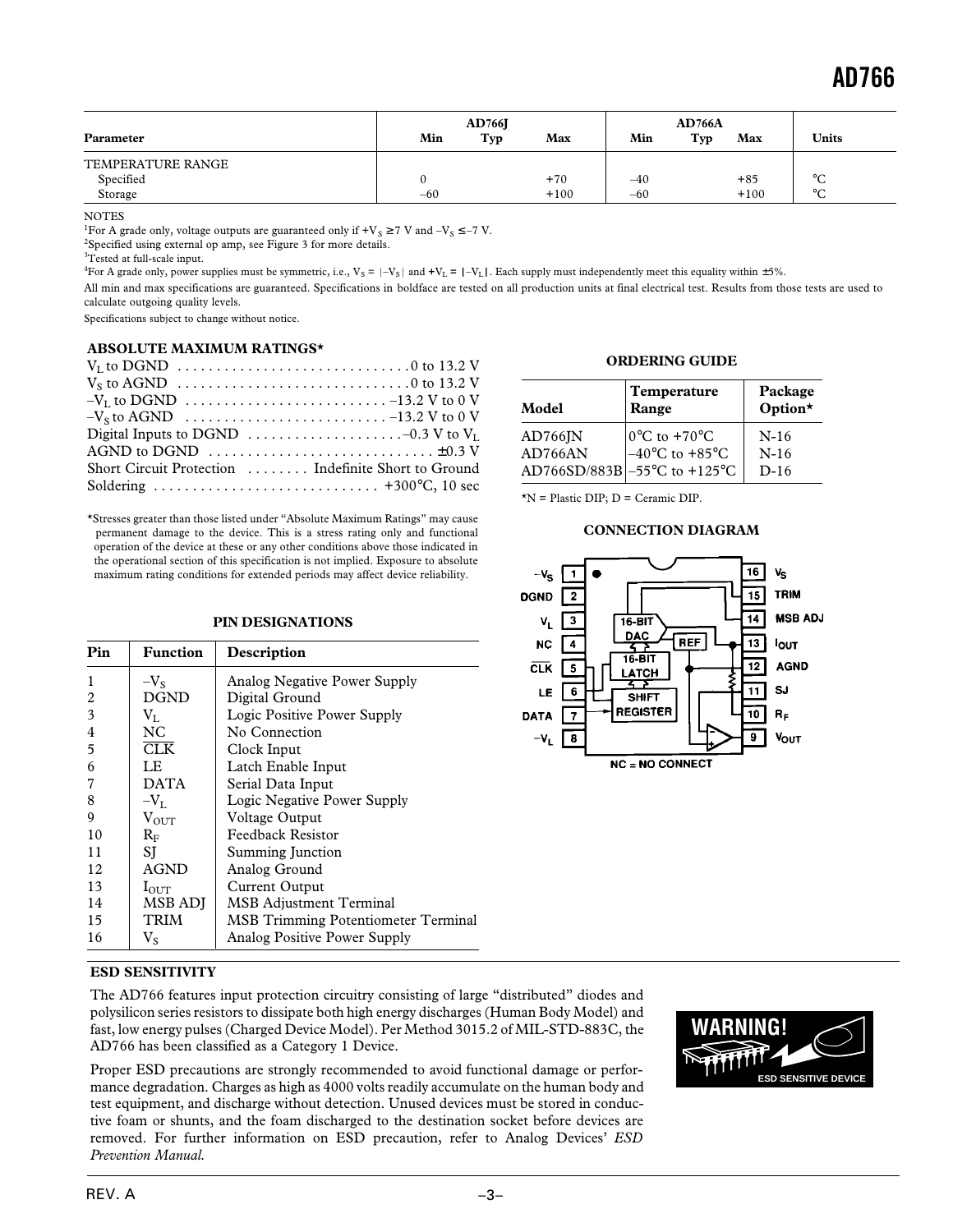| Parameter | AD766J Min | AD766J Typ | AD766J Max | AD766A Min | AD766A Typ | AD766A Max | Units |
|---|---|---|---|---|---|---|---|
| TEMPERATURE RANGE | | | | | | | |
| Specified | 0 | | +70 | –40 | | +85 | °C |
| Storage | –60 | | +100 | –60 | | +100 | °C |

NOTES

[1]For A grade only, voltage outputs are guaranteed only if $+V_S \geq 7$ V and $-V_S \leq -7$ V.

[2]Specified using external op amp, see Figure 3 for more details.

[3]Tested at full-scale input.

[4]For A grade only, power supplies must be symmetric, i.e., $V_S = |-V_S|$ and $+V_L = |-V_L|$. Each supply must independently meet this equality within ±5%.

All min and max specifications are guaranteed. Specifications in boldface are tested on all production units at final electrical test. Results from those tests are used to calculate outgoing quality levels.

Specifications subject to change without notice.

## ABSOLUTE MAXIMUM RATINGS*

$V_L$ to DGND . . . . . . . . . . . . . . . . . . . . . . . . . . . . . 0 to 13.2 V
$V_S$ to AGND . . . . . . . . . . . . . . . . . . . . . . . . . . . . . 0 to 13.2 V
$-V_L$ to DGND . . . . . . . . . . . . . . . . . . . . . . . . . –13.2 V to 0 V
$-V_S$ to AGND . . . . . . . . . . . . . . . . . . . . . . . . . –13.2 V to 0 V
Digital Inputs to DGND . . . . . . . . . . . . . . . . . . . –0.3 V to $V_L$
AGND to DGND . . . . . . . . . . . . . . . . . . . . . . . . . . . . ±0.3 V
Short Circuit Protection . . . . . . . . Indefinite Short to Ground
Soldering . . . . . . . . . . . . . . . . . . . . . . . . . . . . +300°C, 10 sec

*Stresses greater than those listed under "Absolute Maximum Ratings" may cause permanent damage to the device. This is a stress rating only and functional operation of the device at these or any other conditions above those indicated in the operational section of this specification is not implied. Exposure to absolute maximum rating conditions for extended periods may affect device reliability.

## ORDERING GUIDE

| Model | Temperature Range | Package Option* |
|---|---|---|
| AD766JN | 0°C to +70°C | N-16 |
| AD766AN | –40°C to +85°C | N-16 |
| AD766SD/883B | –55°C to +125°C | D-16 |

*N = Plastic DIP; D = Ceramic DIP.

## PIN DESIGNATIONS

| Pin | Function | Description |
|---|---|---|
| 1 | $-V_S$ | Analog Negative Power Supply |
| 2 | DGND | Digital Ground |
| 3 | $V_L$ | Logic Positive Power Supply |
| 4 | NC | No Connection |
| 5 | $\overline{CLK}$ | Clock Input |
| 6 | LE | Latch Enable Input |
| 7 | DATA | Serial Data Input |
| 8 | $-V_L$ | Logic Negative Power Supply |
| 9 | $V_{OUT}$ | Voltage Output |
| 10 | $R_F$ | Feedback Resistor |
| 11 | SJ | Summing Junction |
| 12 | AGND | Analog Ground |
| 13 | $I_{OUT}$ | Current Output |
| 14 | MSB ADJ | MSB Adjustment Terminal |
| 15 | TRIM | MSB Trimming Potentiometer Terminal |
| 16 | $V_S$ | Analog Positive Power Supply |

## CONNECTION DIAGRAM

NC = NO CONNECT

## ESD SENSITIVITY

The AD766 features input protection circuitry consisting of large "distributed" diodes and polysilicon series resistors to dissipate both high energy discharges (Human Body Model) and fast, low energy pulses (Charged Device Model). Per Method 3015.2 of MIL-STD-883C, the AD766 has been classified as a Category 1 Device.

Proper ESD precautions are strongly recommended to avoid functional damage or performance degradation. Charges as high as 4000 volts readily accumulate on the human body and test equipment, and discharge without detection. Unused devices must be stored in conductive foam or shunts, and the foam discharged to the destination socket before devices are removed. For further information on ESD precaution, refer to Analog Devices' *ESD Prevention Manual.*

WARNING! ESD SENSITIVE DEVICE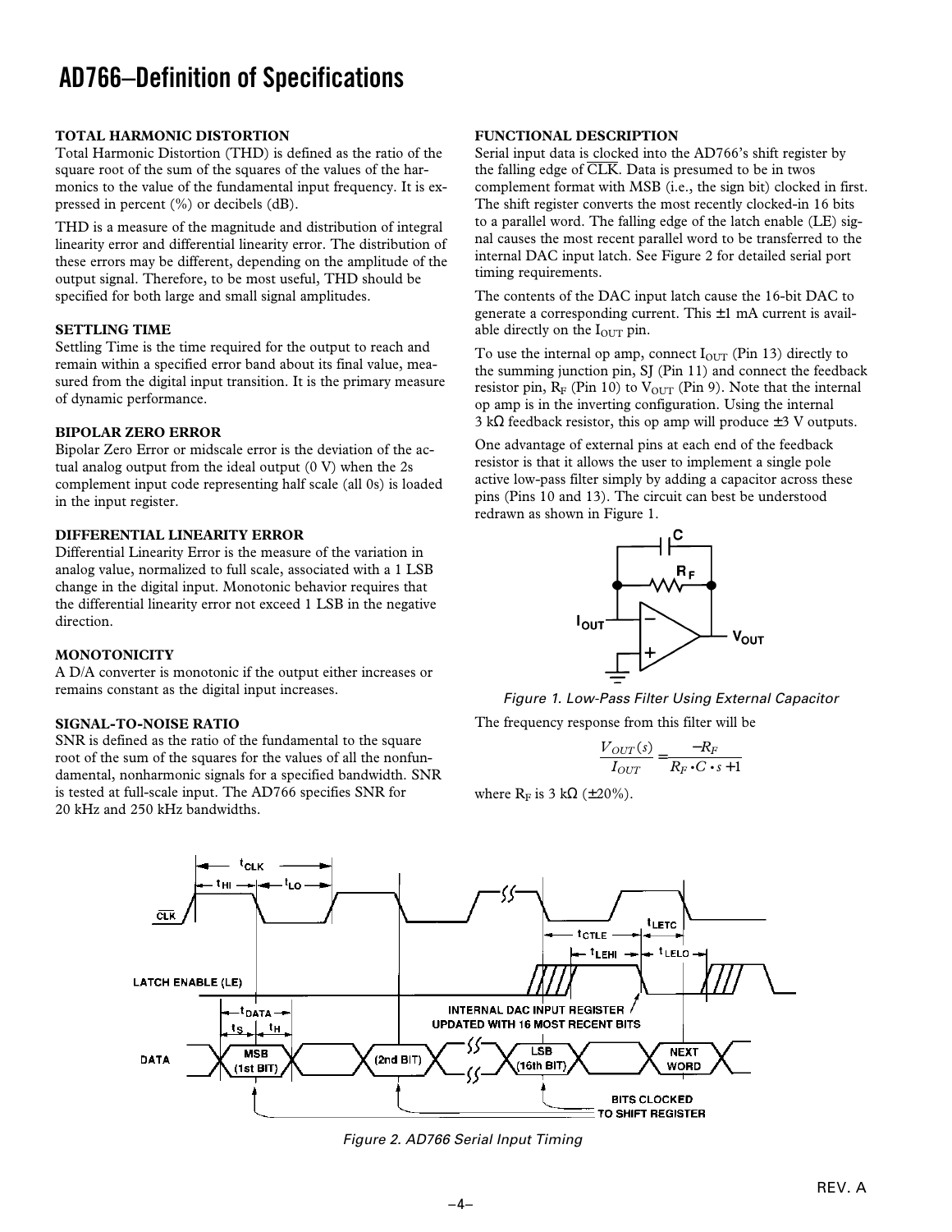# AD766–Definition of Specifications

**TOTAL HARMONIC DISTORTION**

Total Harmonic Distortion (THD) is defined as the ratio of the square root of the sum of the squares of the values of the harmonics to the value of the fundamental input frequency. It is expressed in percent (%) or decibels (dB).

THD is a measure of the magnitude and distribution of integral linearity error and differential linearity error. The distribution of these errors may be different, depending on the amplitude of the output signal. Therefore, to be most useful, THD should be specified for both large and small signal amplitudes.

**SETTLING TIME**

Settling Time is the time required for the output to reach and remain within a specified error band about its final value, measured from the digital input transition. It is the primary measure of dynamic performance.

**BIPOLAR ZERO ERROR**

Bipolar Zero Error or midscale error is the deviation of the actual analog output from the ideal output (0 V) when the 2s complement input code representing half scale (all 0s) is loaded in the input register.

**DIFFERENTIAL LINEARITY ERROR**

Differential Linearity Error is the measure of the variation in analog value, normalized to full scale, associated with a 1 LSB change in the digital input. Monotonic behavior requires that the differential linearity error not exceed 1 LSB in the negative direction.

**MONOTONICITY**

A D/A converter is monotonic if the output either increases or remains constant as the digital input increases.

**SIGNAL-TO-NOISE RATIO**

SNR is defined as the ratio of the fundamental to the square root of the sum of the squares for the values of all the nonfundamental, nonharmonic signals for a specified bandwidth. SNR is tested at full-scale input. The AD766 specifies SNR for 20 kHz and 250 kHz bandwidths.

**FUNCTIONAL DESCRIPTION**

Serial input data is clocked into the AD766's shift register by the falling edge of $\overline{CLK}$. Data is presumed to be in twos complement format with MSB (i.e., the sign bit) clocked in first. The shift register converts the most recently clocked-in 16 bits to a parallel word. The falling edge of the latch enable (LE) signal causes the most recent parallel word to be transferred to the internal DAC input latch. See Figure 2 for detailed serial port timing requirements.

The contents of the DAC input latch cause the 16-bit DAC to generate a corresponding current. This ±1 mA current is available directly on the $I_{OUT}$ pin.

To use the internal op amp, connect $I_{OUT}$ (Pin 13) directly to the summing junction pin, SJ (Pin 11) and connect the feedback resistor pin, $R_F$ (Pin 10) to $V_{OUT}$ (Pin 9). Note that the internal op amp is in the inverting configuration. Using the internal 3 kΩ feedback resistor, this op amp will produce ±3 V outputs.

One advantage of external pins at each end of the feedback resistor is that it allows the user to implement a single pole active low-pass filter simply by adding a capacitor across these pins (Pins 10 and 13). The circuit can best be understood redrawn as shown in Figure 1.

*Figure 1. Low-Pass Filter Using External Capacitor*

The frequency response from this filter will be

$$\frac{V_{OUT}(s)}{I_{OUT}} = \frac{-R_F}{R_F \cdot C \cdot s + 1}$$

where $R_F$ is 3 kΩ (±20%).

*Figure 2. AD766 Serial Input Timing*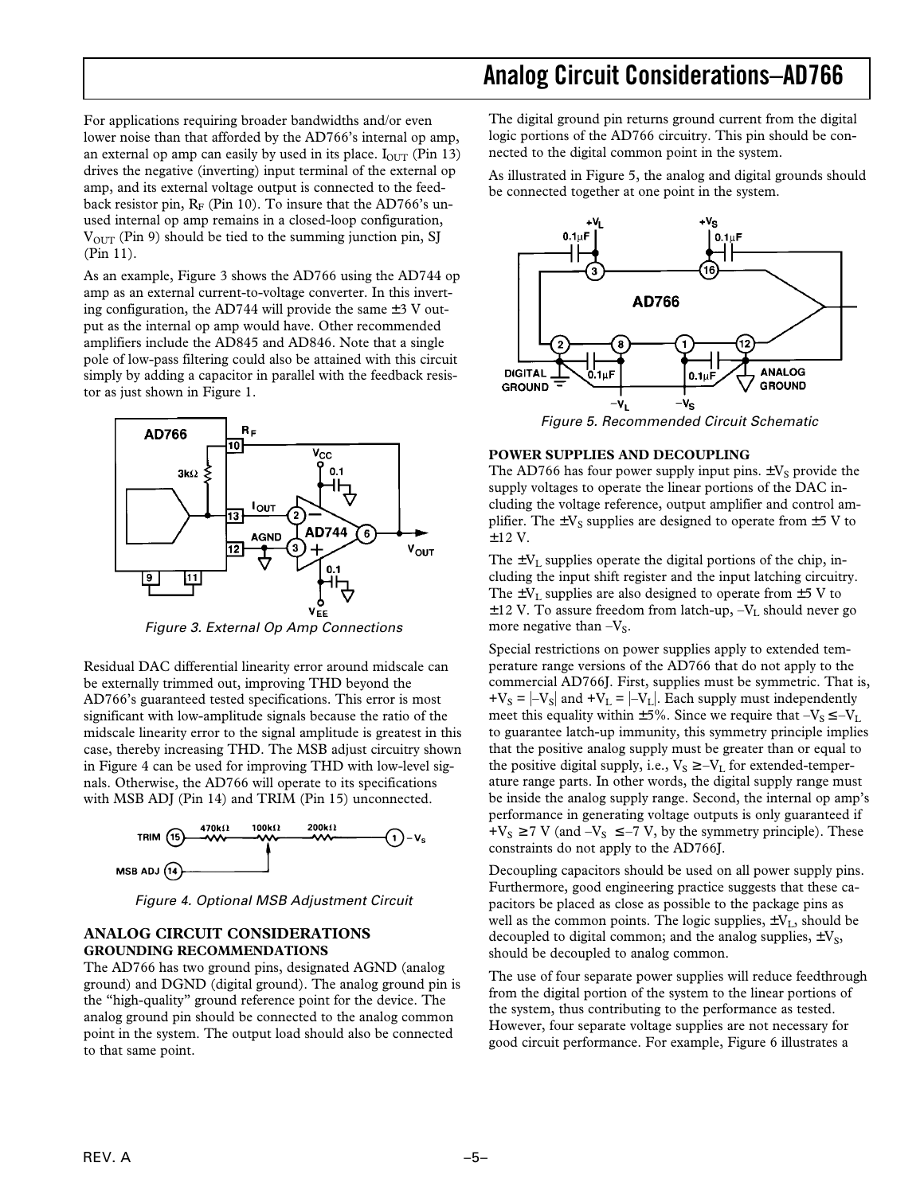For applications requiring broader bandwidths and/or even lower noise than that afforded by the AD766's internal op amp, an external op amp can easily by used in its place. $I_{OUT}$ (Pin 13) drives the negative (inverting) input terminal of the external op amp, and its external voltage output is connected to the feedback resistor pin, $R_F$ (Pin 10). To insure that the AD766's unused internal op amp remains in a closed-loop configuration, $V_{OUT}$ (Pin 9) should be tied to the summing junction pin, SJ (Pin 11).

As an example, Figure 3 shows the AD766 using the AD744 op amp as an external current-to-voltage converter. In this inverting configuration, the AD744 will provide the same ±3 V output as the internal op amp would have. Other recommended amplifiers include the AD845 and AD846. Note that a single pole of low-pass filtering could also be attained with this circuit simply by adding a capacitor in parallel with the feedback resistor as just shown in Figure 1.

*Figure 3. External Op Amp Connections*

Residual DAC differential linearity error around midscale can be externally trimmed out, improving THD beyond the AD766's guaranteed tested specifications. This error is most significant with low-amplitude signals because the ratio of the midscale linearity error to the signal amplitude is greatest in this case, thereby increasing THD. The MSB adjust circuitry shown in Figure 4 can be used for improving THD with low-level signals. Otherwise, the AD766 will operate to its specifications with MSB ADJ (Pin 14) and TRIM (Pin 15) unconnected.

*Figure 4. Optional MSB Adjustment Circuit*

## ANALOG CIRCUIT CONSIDERATIONS

### GROUNDING RECOMMENDATIONS

The AD766 has two ground pins, designated AGND (analog ground) and DGND (digital ground). The analog ground pin is the "high-quality" ground reference point for the device. The analog ground pin should be connected to the analog common point in the system. The output load should also be connected to that same point.

The digital ground pin returns ground current from the digital logic portions of the AD766 circuitry. This pin should be connected to the digital common point in the system.

As illustrated in Figure 5, the analog and digital grounds should be connected together at one point in the system.

*Figure 5. Recommended Circuit Schematic*

### POWER SUPPLIES AND DECOUPLING

The AD766 has four power supply input pins. $\pm V_S$ provide the supply voltages to operate the linear portions of the DAC including the voltage reference, output amplifier and control amplifier. The $\pm V_S$ supplies are designed to operate from ±5 V to ±12 V.

The $\pm V_L$ supplies operate the digital portions of the chip, including the input shift register and the input latching circuitry. The $\pm V_L$ supplies are also designed to operate from ±5 V to ±12 V. To assure freedom from latch-up, $-V_L$ should never go more negative than $-V_S$.

Special restrictions on power supplies apply to extended temperature range versions of the AD766 that do not apply to the commercial AD766J. First, supplies must be symmetric. That is, $+V_S = |-V_S|$ and $+V_L = |-V_L|$. Each supply must independently meet this equality within ±5%. Since we require that $-V_S \leq -V_L$ to guarantee latch-up immunity, this symmetry principle implies that the positive analog supply must be greater than or equal to the positive digital supply, i.e., $V_S \geq -V_L$ for extended-temperature range parts. In other words, the digital supply range must be inside the analog supply range. Second, the internal op amp's performance in generating voltage outputs is only guaranteed if $+V_S \geq 7$ V (and $-V_S \leq -7$ V, by the symmetry principle). These constraints do not apply to the AD766J.

Decoupling capacitors should be used on all power supply pins. Furthermore, good engineering practice suggests that these capacitors be placed as close as possible to the package pins as well as the common points. The logic supplies, $\pm V_L$, should be decoupled to digital common; and the analog supplies, $\pm V_S$, should be decoupled to analog common.

The use of four separate power supplies will reduce feedthrough from the digital portion of the system to the linear portions of the system, thus contributing to the performance as tested. However, four separate voltage supplies are not necessary for good circuit performance. For example, Figure 6 illustrates a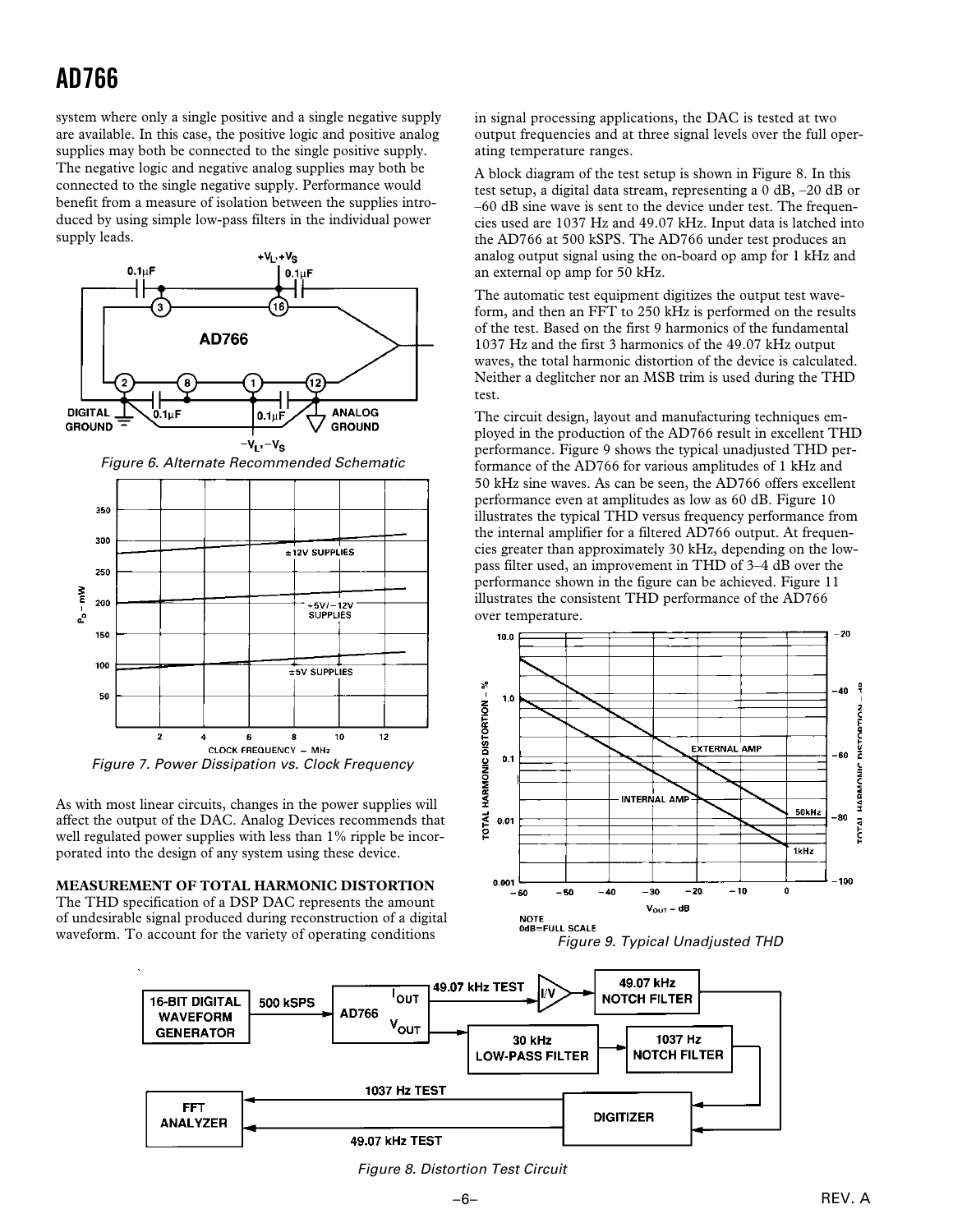system where only a single positive and a single negative supply are available. In this case, the positive logic and positive analog supplies may both be connected to the single positive supply. The negative logic and negative analog supplies may both be connected to the single negative supply. Performance would benefit from a measure of isolation between the supplies introduced by using simple low-pass filters in the individual power supply leads.

*Figure 6. Alternate Recommended Schematic*

*Figure 7. Power Dissipation vs. Clock Frequency*

As with most linear circuits, changes in the power supplies will affect the output of the DAC. Analog Devices recommends that well regulated power supplies with less than 1% ripple be incorporated into the design of any system using these device.

**MEASUREMENT OF TOTAL HARMONIC DISTORTION**

The THD specification of a DSP DAC represents the amount of undesirable signal produced during reconstruction of a digital waveform. To account for the variety of operating conditions in signal processing applications, the DAC is tested at two output frequencies and at three signal levels over the full operating temperature ranges.

A block diagram of the test setup is shown in Figure 8. In this test setup, a digital data stream, representing a 0 dB, –20 dB or –60 dB sine wave is sent to the device under test. The frequencies used are 1037 Hz and 49.07 kHz. Input data is latched into the AD766 at 500 kSPS. The AD766 under test produces an analog output signal using the on-board op amp for 1 kHz and an external op amp for 50 kHz.

The automatic test equipment digitizes the output test waveform, and then an FFT to 250 kHz is performed on the results of the test. Based on the first 9 harmonics of the fundamental 1037 Hz and the first 3 harmonics of the 49.07 kHz output waves, the total harmonic distortion of the device is calculated. Neither a deglitcher nor an MSB trim is used during the THD test.

The circuit design, layout and manufacturing techniques employed in the production of the AD766 result in excellent THD performance. Figure 9 shows the typical unadjusted THD performance of the AD766 for various amplitudes of 1 kHz and 50 kHz sine waves. As can be seen, the AD766 offers excellent performance even at amplitudes as low as 60 dB. Figure 10 illustrates the typical THD versus frequency performance from the internal amplifier for a filtered AD766 output. At frequencies greater than approximately 30 kHz, depending on the low-pass filter used, an improvement in THD of 3–4 dB over the performance shown in the figure can be achieved. Figure 11 illustrates the consistent THD performance of the AD766 over temperature.

NOTE
0dB=FULL SCALE

*Figure 9. Typical Unadjusted THD*

*Figure 8. Distortion Test Circuit*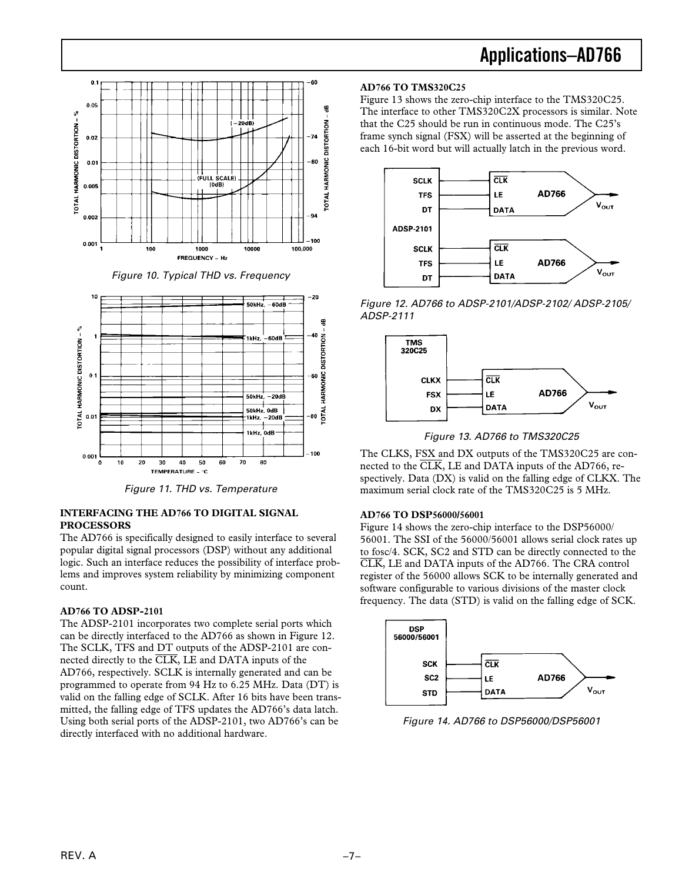Figure 10. Typical THD vs. Frequency

Figure 11. THD vs. Temperature

### INTERFACING THE AD766 TO DIGITAL SIGNAL PROCESSORS

The AD766 is specifically designed to easily interface to several popular digital signal processors (DSP) without any additional logic. Such an interface reduces the possibility of interface problems and improves system reliability by minimizing component count.

### AD766 TO ADSP-2101

The ADSP-2101 incorporates two complete serial ports which can be directly interfaced to the AD766 as shown in Figure 12. The SCLK, TFS and DT outputs of the ADSP-2101 are connected directly to the $\overline{CLK}$, LE and DATA inputs of the AD766, respectively. SCLK is internally generated and can be programmed to operate from 94 Hz to 6.25 MHz. Data (DT) is valid on the falling edge of SCLK. After 16 bits have been transmitted, the falling edge of TFS updates the AD766's data latch. Using both serial ports of the ADSP-2101, two AD766's can be directly interfaced with no additional hardware.

### AD766 TO TMS320C25

Figure 13 shows the zero-chip interface to the TMS320C25. The interface to other TMS320C2X processors is similar. Note that the C25 should be run in continuous mode. The C25's frame synch signal (FSX) will be asserted at the beginning of each 16-bit word but will actually latch in the previous word.

Figure 12. AD766 to ADSP-2101/ADSP-2102/ ADSP-2105/ ADSP-2111

Figure 13. AD766 to TMS320C25

The CLKS, FSX and DX outputs of the TMS320C25 are connected to the $\overline{CLK}$, LE and DATA inputs of the AD766, respectively. Data (DX) is valid on the falling edge of CLKX. The maximum serial clock rate of the TMS320C25 is 5 MHz.

### AD766 TO DSP56000/56001

Figure 14 shows the zero-chip interface to the DSP56000/56001. The SSI of the 56000/56001 allows serial clock rates up to fosc/4. SCK, SC2 and STD can be directly connected to the $\overline{CLK}$, LE and DATA inputs of the AD766. The CRA control register of the 56000 allows SCK to be internally generated and software configurable to various divisions of the master clock frequency. The data (STD) is valid on the falling edge of SCK.

Figure 14. AD766 to DSP56000/DSP56001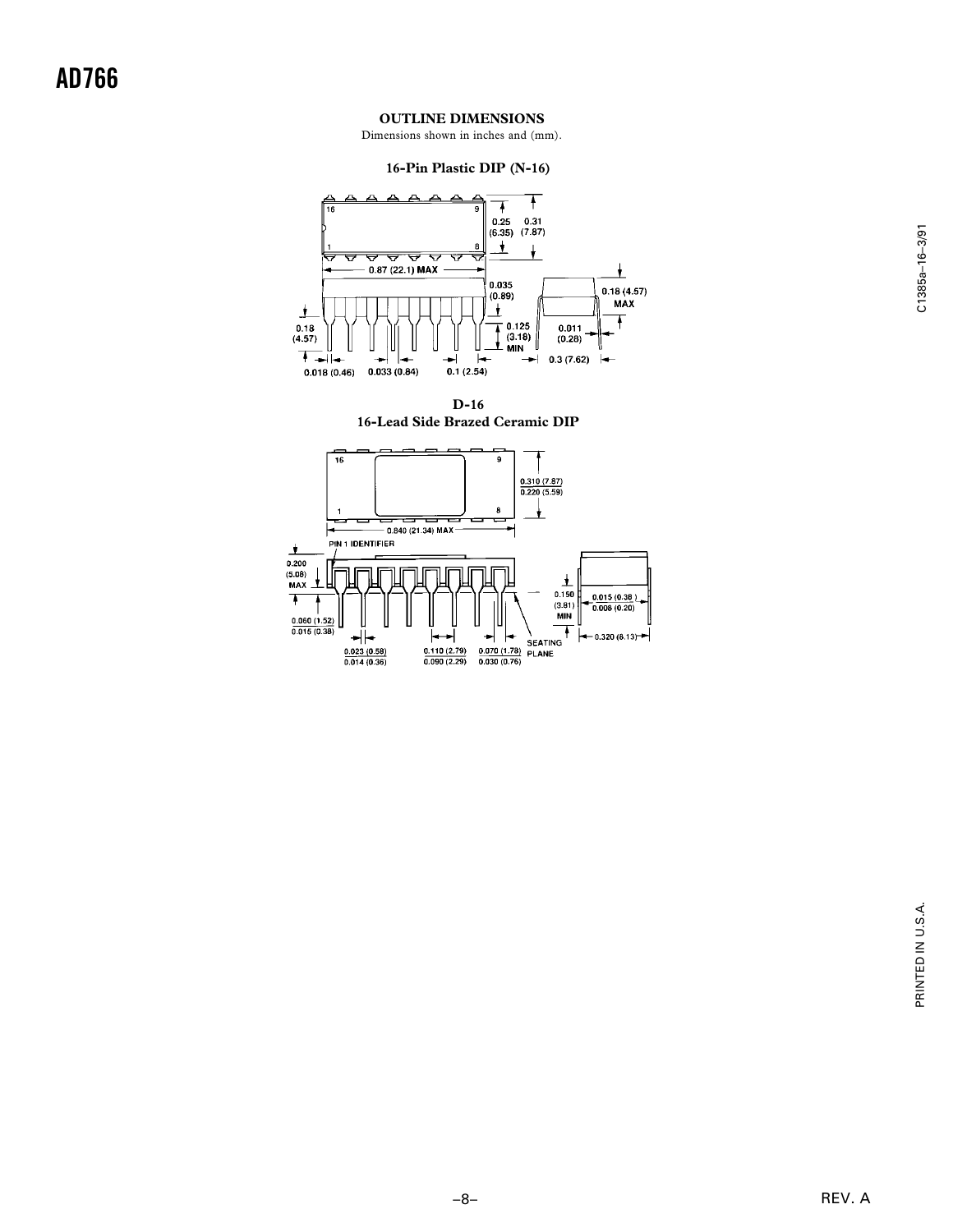## OUTLINE DIMENSIONS

Dimensions shown in inches and (mm).

### 16-Pin Plastic DIP (N-16)

16
9
1
8
0.25 (6.35)
0.31 (7.87)
0.87 (22.1) MAX
0.035 (0.89)
0.18 (4.57) MAX
0.18 (4.57)
0.125 (3.18) MIN
0.011 (0.28)
0.018 (0.46)
0.033 (0.84)
0.1 (2.54)
0.3 (7.62)

### D-16
### 16-Lead Side Brazed Ceramic DIP

16
9
1
8
0.310 (7.87)
0.220 (5.59)
0.840 (21.34) MAX
PIN 1 IDENTIFIER
0.200 (5.08) MAX
0.060 (1.52)
0.015 (0.38)
0.150 (3.81) MIN
0.015 (0.38)
0.008 (0.20)
0.023 (0.58)
0.014 (0.36)
0.110 (2.79)
0.090 (2.29)
0.070 (1.78)
0.030 (0.76)
SEATING PLANE
0.320 (8.13)

C1385a–16–3/91

PRINTED IN U.S.A.